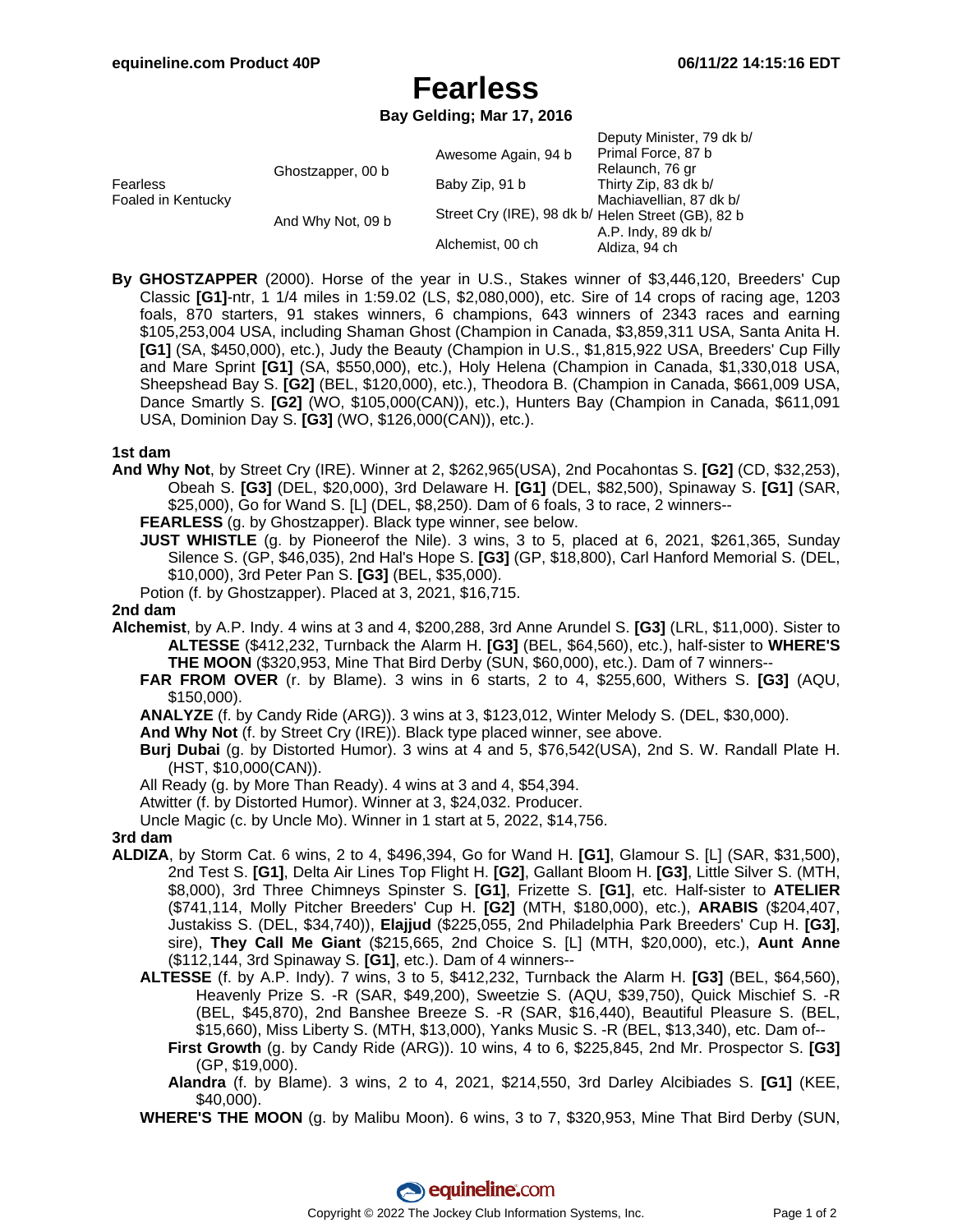# Fearless

**Bay Gelding; Mar 17, 2016**

| | | | |
|---|---|---|---|
| Fearless<br>Foaled in Kentucky | Ghostzapper, 00 b | Awesome Again, 94 b | Deputy Minister, 79 dk b/ |
| | | | Primal Force, 87 b |
| | | Baby Zip, 91 b | Relaunch, 76 gr |
| | | | Thirty Zip, 83 dk b/ |
| | And Why Not, 09 b | Street Cry (IRE), 98 dk b/ | Machiavellian, 87 dk b/ |
| | | | Helen Street (GB), 82 b |
| | | Alchemist, 00 ch | A.P. Indy, 89 dk b/ |
| | | | Aldiza, 94 ch |

**By GHOSTZAPPER** (2000). Horse of the year in U.S., Stakes winner of $3,446,120, Breeders' Cup Classic **[G1]**-ntr, 1 1/4 miles in 1:59.02 (LS, $2,080,000), etc. Sire of 14 crops of racing age, 1203 foals, 870 starters, 91 stakes winners, 6 champions, 643 winners of 2343 races and earning $105,253,004 USA, including Shaman Ghost (Champion in Canada, $3,859,311 USA, Santa Anita H. **[G1]** (SA, $450,000), etc.), Judy the Beauty (Champion in U.S., $1,815,922 USA, Breeders' Cup Filly and Mare Sprint **[G1]** (SA, $550,000), etc.), Holy Helena (Champion in Canada, $1,330,018 USA, Sheepshead Bay S. **[G2]** (BEL, $120,000), etc.), Theodora B. (Champion in Canada, $661,009 USA, Dance Smartly S. **[G2]** (WO, $105,000(CAN)), etc.), Hunters Bay (Champion in Canada, $611,091 USA, Dominion Day S. **[G3]** (WO, $126,000(CAN)), etc.).

### 1st dam

**And Why Not**, by Street Cry (IRE). Winner at 2, $262,965(USA), 2nd Pocahontas S. **[G2]** (CD, $32,253), Obeah S. **[G3]** (DEL, $20,000), 3rd Delaware H. **[G1]** (DEL, $82,500), Spinaway S. **[G1]** (SAR, $25,000), Go for Wand S. [L] (DEL, $8,250). Dam of 6 foals, 3 to race, 2 winners--

- **FEARLESS** (g. by Ghostzapper). Black type winner, see below.
- **JUST WHISTLE** (g. by Pioneerof the Nile). 3 wins, 3 to 5, placed at 6, 2021, $261,365, Sunday Silence S. (GP, $46,035), 2nd Hal's Hope S. **[G3]** (GP, $18,800), Carl Hanford Memorial S. (DEL, $10,000), 3rd Peter Pan S. **[G3]** (BEL, $35,000).
- Potion (f. by Ghostzapper). Placed at 3, 2021, $16,715.

### 2nd dam

**Alchemist**, by A.P. Indy. 4 wins at 3 and 4, $200,288, 3rd Anne Arundel S. **[G3]** (LRL, $11,000). Sister to **ALTESSE** ($412,232, Turnback the Alarm H. **[G3]** (BEL, $64,560), etc.), half-sister to **WHERE'S THE MOON** ($320,953, Mine That Bird Derby (SUN, $60,000), etc.). Dam of 7 winners--

- **FAR FROM OVER** (r. by Blame). 3 wins in 6 starts, 2 to 4, $255,600, Withers S. **[G3]** (AQU, $150,000).
- **ANALYZE** (f. by Candy Ride (ARG)). 3 wins at 3, $123,012, Winter Melody S. (DEL, $30,000).
- **And Why Not** (f. by Street Cry (IRE)). Black type placed winner, see above.
- **Burj Dubai** (g. by Distorted Humor). 3 wins at 4 and 5, $76,542(USA), 2nd S. W. Randall Plate H. (HST, $10,000(CAN)).
- All Ready (g. by More Than Ready). 4 wins at 3 and 4, $54,394.
- Atwitter (f. by Distorted Humor). Winner at 3, $24,032. Producer.
- Uncle Magic (c. by Uncle Mo). Winner in 1 start at 5, 2022, $14,756.

### 3rd dam

**ALDIZA**, by Storm Cat. 6 wins, 2 to 4, $496,394, Go for Wand H. **[G1]**, Glamour S. [L] (SAR, $31,500), 2nd Test S. **[G1]**, Delta Air Lines Top Flight H. **[G2]**, Gallant Bloom H. **[G3]**, Little Silver S. (MTH, $8,000), 3rd Three Chimneys Spinster S. **[G1]**, Frizette S. **[G1]**, etc. Half-sister to **ATELIER** ($741,114, Molly Pitcher Breeders' Cup H. **[G2]** (MTH, $180,000), etc.), **ARABIS** ($204,407, Justakiss S. (DEL, $34,740)), **Elajjud** ($225,055, 2nd Philadelphia Park Breeders' Cup H. **[G3]**, sire), **They Call Me Giant** ($215,665, 2nd Choice S. [L] (MTH, $20,000), etc.), **Aunt Anne** ($112,144, 3rd Spinaway S. **[G1]**, etc.). Dam of 4 winners--

- **ALTESSE** (f. by A.P. Indy). 7 wins, 3 to 5, $412,232, Turnback the Alarm H. **[G3]** (BEL, $64,560), Heavenly Prize S. -R (SAR, $49,200), Sweetzie S. (AQU, $39,750), Quick Mischief S. -R (BEL, $45,870), 2nd Banshee Breeze S. -R (SAR, $16,440), Beautiful Pleasure S. (BEL, $15,660), Miss Liberty S. (MTH, $13,000), Yanks Music S. -R (BEL, $13,340), etc. Dam of--
  - **First Growth** (g. by Candy Ride (ARG)). 10 wins, 4 to 6, $225,845, 2nd Mr. Prospector S. **[G3]** (GP, $19,000).
  - **Alandra** (f. by Blame). 3 wins, 2 to 4, 2021, $214,550, 3rd Darley Alcibiades S. **[G1]** (KEE, $40,000).
- **WHERE'S THE MOON** (g. by Malibu Moon). 6 wins, 3 to 7, $320,953, Mine That Bird Derby (SUN,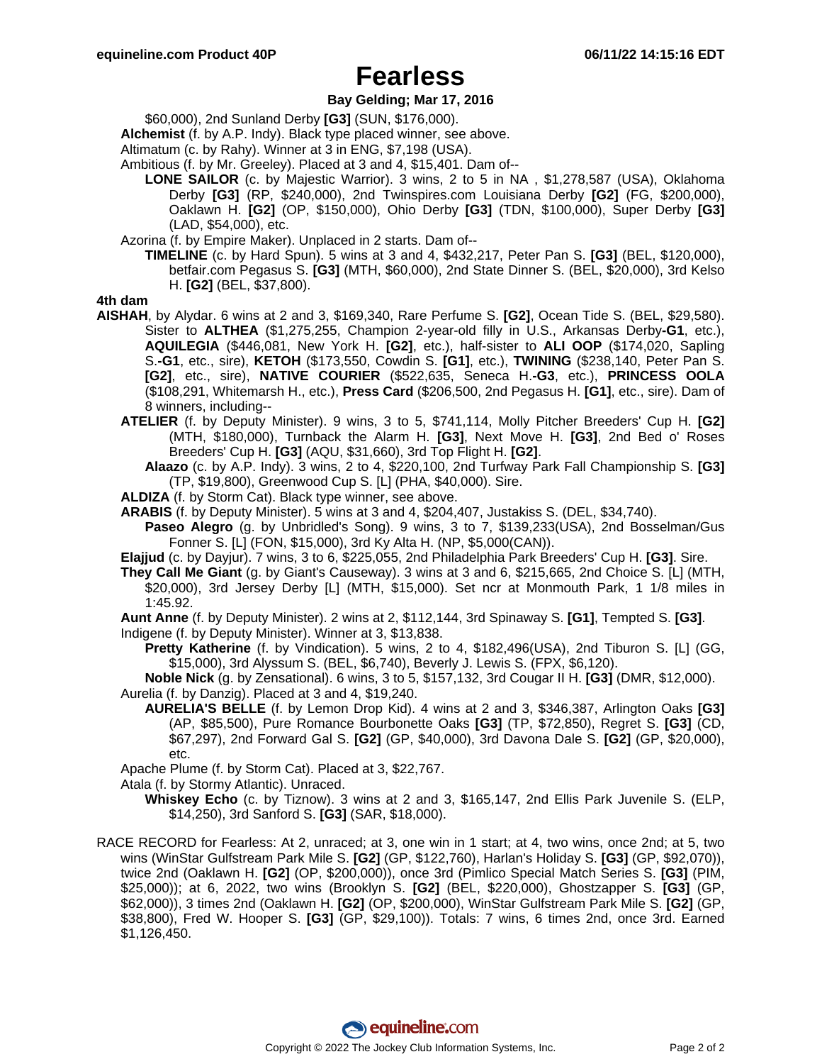# Fearless

**Bay Gelding; Mar 17, 2016**

$60,000), 2nd Sunland Derby **[G3]** (SUN, $176,000).

**Alchemist** (f. by A.P. Indy). Black type placed winner, see above.

Altimatum (c. by Rahy). Winner at 3 in ENG, $7,198 (USA).

Ambitious (f. by Mr. Greeley). Placed at 3 and 4, $15,401. Dam of--

**LONE SAILOR** (c. by Majestic Warrior). 3 wins, 2 to 5 in NA , $1,278,587 (USA), Oklahoma Derby **[G3]** (RP, $240,000), 2nd Twinspires.com Louisiana Derby **[G2]** (FG, $200,000), Oaklawn H. **[G2]** (OP, $150,000), Ohio Derby **[G3]** (TDN, $100,000), Super Derby **[G3]** (LAD, $54,000), etc.

Azorina (f. by Empire Maker). Unplaced in 2 starts. Dam of--

**TIMELINE** (c. by Hard Spun). 5 wins at 3 and 4, $432,217, Peter Pan S. **[G3]** (BEL, $120,000), betfair.com Pegasus S. **[G3]** (MTH, $60,000), 2nd State Dinner S. (BEL, $20,000), 3rd Kelso H. **[G2]** (BEL, $37,800).

**4th dam**

**AISHAH**, by Alydar. 6 wins at 2 and 3, $169,340, Rare Perfume S. **[G2]**, Ocean Tide S. (BEL, $29,580). Sister to **ALTHEA** ($1,275,255, Champion 2-year-old filly in U.S., Arkansas Derby**-G1**, etc.), **AQUILEGIA** ($446,081, New York H. **[G2]**, etc.), half-sister to **ALI OOP** ($174,020, Sapling S.**-G1**, etc., sire), **KETOH** ($173,550, Cowdin S. **[G1]**, etc.), **TWINING** ($238,140, Peter Pan S. **[G2]**, etc., sire), **NATIVE COURIER** ($522,635, Seneca H.**-G3**, etc.), **PRINCESS OOLA** ($108,291, Whitemarsh H., etc.), **Press Card** ($206,500, 2nd Pegasus H. **[G1]**, etc., sire). Dam of 8 winners, including--

**ATELIER** (f. by Deputy Minister). 9 wins, 3 to 5, $741,114, Molly Pitcher Breeders' Cup H. **[G2]** (MTH, $180,000), Turnback the Alarm H. **[G3]**, Next Move H. **[G3]**, 2nd Bed o' Roses Breeders' Cup H. **[G3]** (AQU, $31,660), 3rd Top Flight H. **[G2]**.

**Alaazo** (c. by A.P. Indy). 3 wins, 2 to 4, $220,100, 2nd Turfway Park Fall Championship S. **[G3]** (TP, $19,800), Greenwood Cup S. [L] (PHA, $40,000). Sire.

**ALDIZA** (f. by Storm Cat). Black type winner, see above.

**ARABIS** (f. by Deputy Minister). 5 wins at 3 and 4, $204,407, Justakiss S. (DEL, $34,740).

**Paseo Alegro** (g. by Unbridled's Song). 9 wins, 3 to 7, $139,233(USA), 2nd Bosselman/Gus Fonner S. [L] (FON, $15,000), 3rd Ky Alta H. (NP, $5,000(CAN)).

**Elajjud** (c. by Dayjur). 7 wins, 3 to 6, $225,055, 2nd Philadelphia Park Breeders' Cup H. **[G3]**. Sire.

**They Call Me Giant** (g. by Giant's Causeway). 3 wins at 3 and 6, $215,665, 2nd Choice S. [L] (MTH, $20,000), 3rd Jersey Derby [L] (MTH, $15,000). Set ncr at Monmouth Park, 1 1/8 miles in 1:45.92.

**Aunt Anne** (f. by Deputy Minister). 2 wins at 2, $112,144, 3rd Spinaway S. **[G1]**, Tempted S. **[G3]**.

Indigene (f. by Deputy Minister). Winner at 3, $13,838.

**Pretty Katherine** (f. by Vindication). 5 wins, 2 to 4, $182,496(USA), 2nd Tiburon S. [L] (GG, $15,000), 3rd Alyssum S. (BEL, $6,740), Beverly J. Lewis S. (FPX, $6,120).

**Noble Nick** (g. by Zensational). 6 wins, 3 to 5, $157,132, 3rd Cougar II H. **[G3]** (DMR, $12,000).

Aurelia (f. by Danzig). Placed at 3 and 4, $19,240.

**AURELIA'S BELLE** (f. by Lemon Drop Kid). 4 wins at 2 and 3, $346,387, Arlington Oaks **[G3]** (AP, $85,500), Pure Romance Bourbonette Oaks **[G3]** (TP, $72,850), Regret S. **[G3]** (CD, $67,297), 2nd Forward Gal S. **[G2]** (GP, $40,000), 3rd Davona Dale S. **[G2]** (GP, $20,000), etc.

Apache Plume (f. by Storm Cat). Placed at 3, $22,767.

Atala (f. by Stormy Atlantic). Unraced.

**Whiskey Echo** (c. by Tiznow). 3 wins at 2 and 3, $165,147, 2nd Ellis Park Juvenile S. (ELP, $14,250), 3rd Sanford S. **[G3]** (SAR, $18,000).

RACE RECORD for Fearless: At 2, unraced; at 3, one win in 1 start; at 4, two wins, once 2nd; at 5, two wins (WinStar Gulfstream Park Mile S. **[G2]** (GP, $122,760), Harlan's Holiday S. **[G3]** (GP, $92,070)), twice 2nd (Oaklawn H. **[G2]** (OP, $200,000)), once 3rd (Pimlico Special Match Series S. **[G3]** (PIM, $25,000)); at 6, 2022, two wins (Brooklyn S. **[G2]** (BEL, $220,000), Ghostzapper S. **[G3]** (GP, $62,000)), 3 times 2nd (Oaklawn H. **[G2]** (OP, $200,000), WinStar Gulfstream Park Mile S. **[G2]** (GP, $38,800), Fred W. Hooper S. **[G3]** (GP, $29,100)). Totals: 7 wins, 6 times 2nd, once 3rd. Earned $1,126,450.